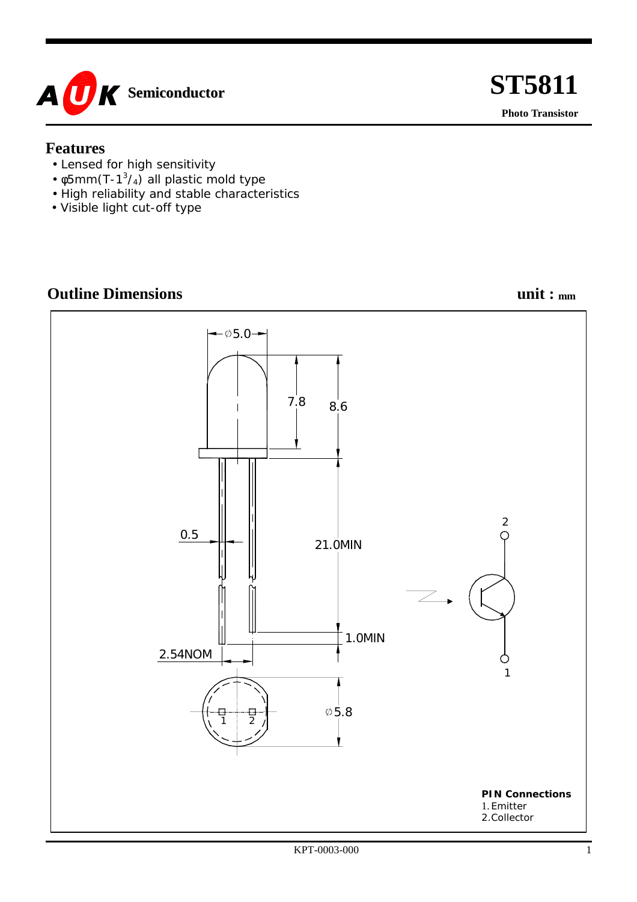AUK Semiconductor

# ST5811

**Photo Transistor**

## Features

- Lensed for high sensitivity
- φ5mm(T-$1^3/_4$) all plastic mold type
- High reliability and stable characteristics
- Visible light cut-off type

## Outline Dimensions

**unit : mm**

∅5.0

7.8

8.6

0.5

21.0MIN

1.0MIN

2.54NOM

∅5.8

**PIN Connections**
1. Emitter
2. Collector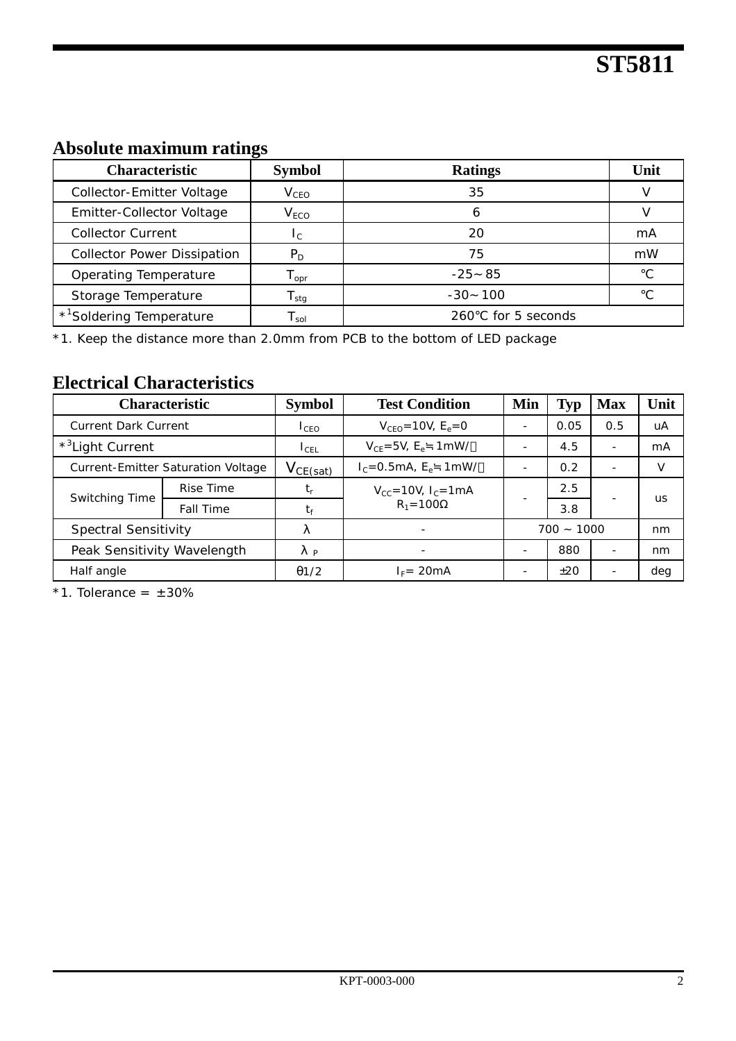## Absolute maximum ratings

| Characteristic | Symbol | Ratings | Unit |
|---|---|---|---|
| Collector-Emitter Voltage | $V_{CEO}$ | 35 | V |
| Emitter-Collector Voltage | $V_{ECO}$ | 6 | V |
| Collector Current | $I_C$ | 20 | mA |
| Collector Power Dissipation | $P_D$ | 75 | mW |
| Operating Temperature | $T_{opr}$ | -25～85 | ℃ |
| Storage Temperature | $T_{stg}$ | -30～100 | ℃ |
| *[1]Soldering Temperature | $T_{sol}$ | 260℃ for 5 seconds | |

*1. Keep the distance more than 2.0mm from PCB to the bottom of LED package

## Electrical Characteristics

| Characteristic | | Symbol | Test Condition | Min | Typ | Max | Unit |
|---|---|---|---|---|---|---|---|
| Current Dark Current | | $I_{CEO}$ | $V_{CEO}$=10V, $E_e$=0 | - | 0.05 | 0.5 | uA |
| *[3]Light Current | | $I_{CEL}$ | $V_{CE}$=5V, $E_e$≒1mW/㎠ | - | 4.5 | - | mA |
| Current-Emitter Saturation Voltage | | $V_{CE(sat)}$ | $I_C$=0.5mA, $E_e$≒1mW/㎠ | - | 0.2 | - | V |
| Switching Time | Rise Time | $t_r$ | $V_{CC}$=10V, $I_C$=1mA $R_1$=100Ω | - | 2.5 | - | us |
| | Fall Time | $t_f$ | | | 3.8 | | |
| Spectral Sensitivity | | λ | - | 700 ~ 1000 | | | nm |
| Peak Sensitivity Wavelength | | $\lambda_P$ | - | - | 880 | - | nm |
| Half angle | | θ1/2 | $I_F$= 20mA | - | ±20 | - | deg |

*1. Tolerance = ±30%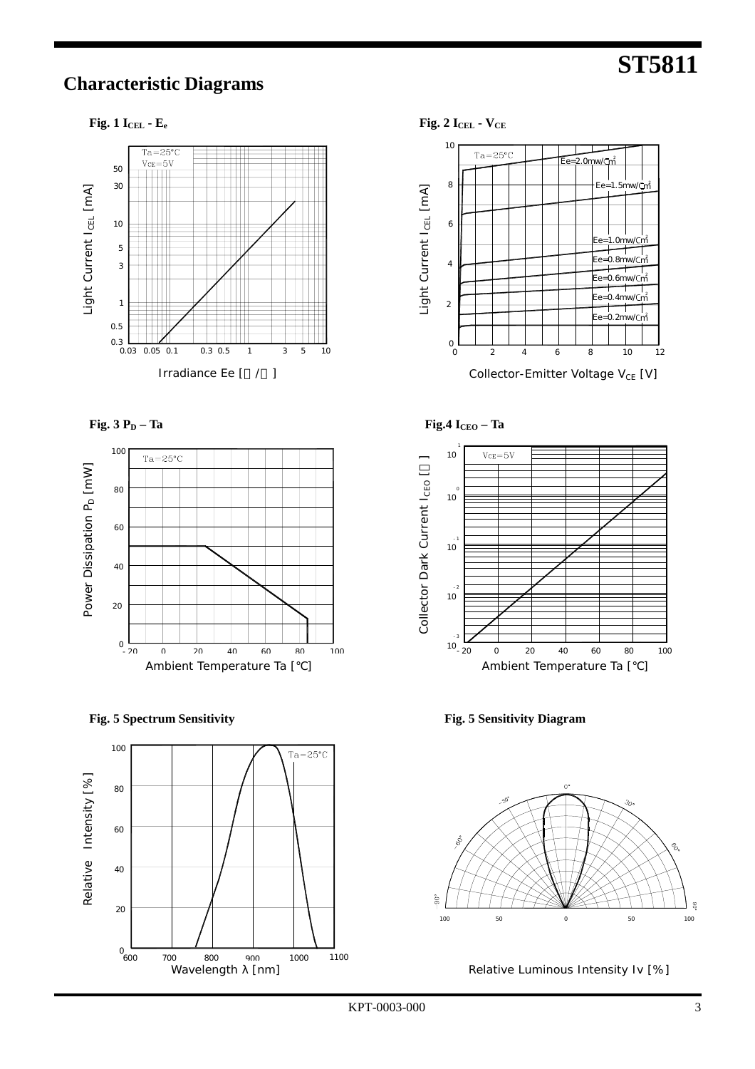## Characteristic Diagrams

**Fig. 1 $I_{CEL}$ - $E_e$**

Ta=25°C
VCE=5V

Light Current $I_{CEL}$ [mA]

50
30
10
5
3
1
0.5
0.3

0.03 0.05 0.1 0.3 0.5 1 3 5 10

Irradiance Ee [ / ]

**Fig. 2 $I_{CEL}$ - $V_{CE}$**

Ta=25°C

Ee=2.0mw/Cm²
Ee=1.5mw/Cm²
Ee=1.0mw/Cm²
Ee=0.8mw/Cm²
Ee=0.6mw/Cm²
Ee=0.4mw/Cm²
Ee=0.2mw/Cm²

Light Current $I_{CEL}$ [mA]

10
8
6
4
2
0

0 2 4 6 8 10 12

Collector-Emitter Voltage $V_{CE}$ [V]

**Fig. 3 $P_D$ – Ta**

Ta=25°C

Power Dissipation $P_D$ [mW]

100
80
60
40
20
0

-20 0 20 40 60 80 100

Ambient Temperature Ta [℃]

**Fig.4 $I_{CEO}$ – Ta**

VCE=5V

Collector Dark Current $I_{CEO}$ [ ]

$10^{1}$
$10^{0}$
$10^{-1}$
$10^{-2}$
$10^{-3}$

-20 0 20 40 60 80 100

Ambient Temperature Ta [℃]

**Fig. 5 Spectrum Sensitivity**

Ta=25°C

Relative Intensity [%]

100
80
60
40
20
0

600 700 800 900 1000 1100

Wavelength λ [nm]

**Fig. 5 Sensitivity Diagram**

0°
-30°
30°
-60°
60°
-90°
90°

100 50 0 50 100

Relative Luminous Intensity Iv [%]

KPT-0003-000